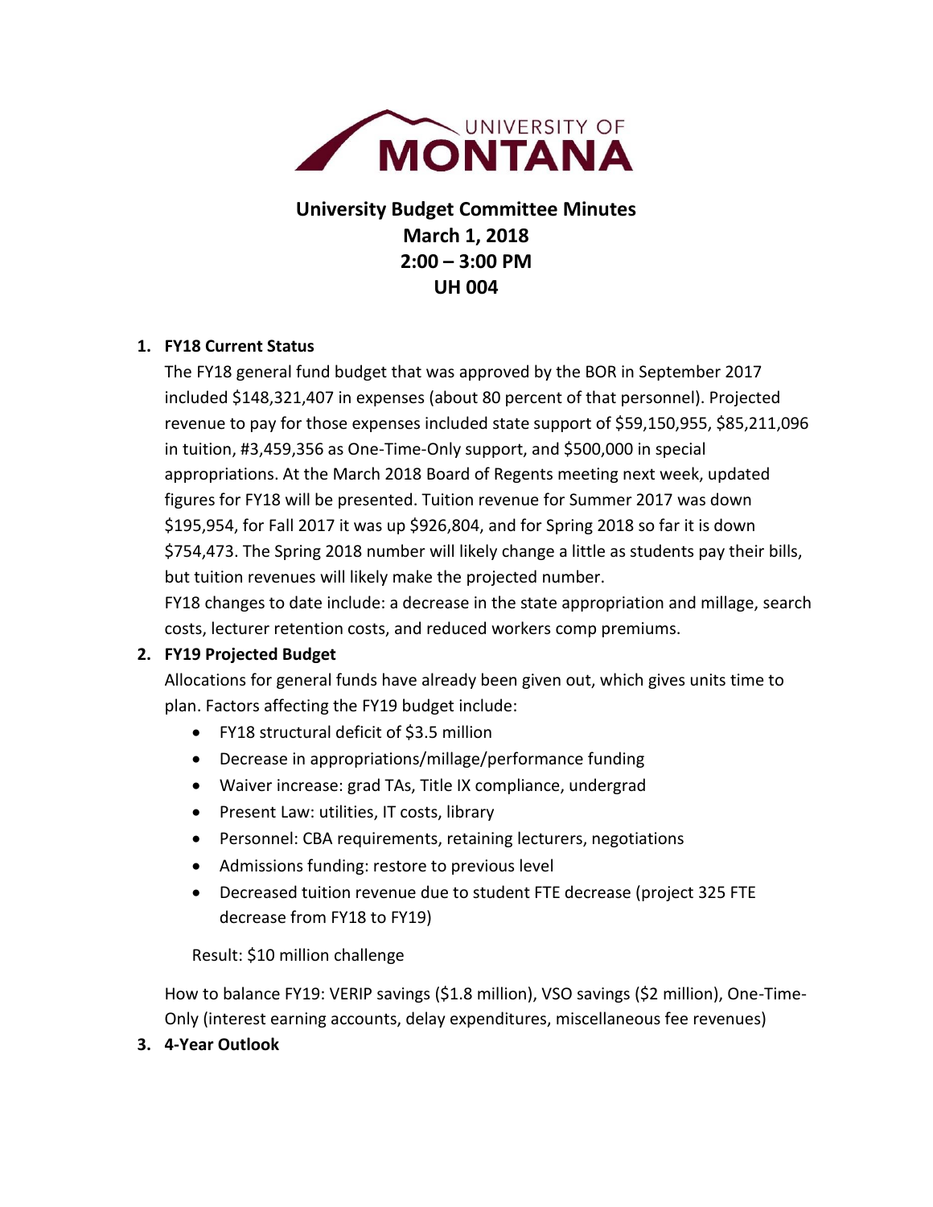UNIVERSITY OF MONTANA

# University Budget Committee Minutes
## March 1, 2018
## 2:00 – 3:00 PM
## UH 004

1. **FY18 Current Status**

   The FY18 general fund budget that was approved by the BOR in September 2017 included $148,321,407 in expenses (about 80 percent of that personnel). Projected revenue to pay for those expenses included state support of $59,150,955, $85,211,096 in tuition, #3,459,356 as One-Time-Only support, and $500,000 in special appropriations. At the March 2018 Board of Regents meeting next week, updated figures for FY18 will be presented. Tuition revenue for Summer 2017 was down $195,954, for Fall 2017 it was up $926,804, and for Spring 2018 so far it is down $754,473. The Spring 2018 number will likely change a little as students pay their bills, but tuition revenues will likely make the projected number.

   FY18 changes to date include: a decrease in the state appropriation and millage, search costs, lecturer retention costs, and reduced workers comp premiums.

2. **FY19 Projected Budget**

   Allocations for general funds have already been given out, which gives units time to plan. Factors affecting the FY19 budget include:

   - FY18 structural deficit of $3.5 million
   - Decrease in appropriations/millage/performance funding
   - Waiver increase: grad TAs, Title IX compliance, undergrad
   - Present Law: utilities, IT costs, library
   - Personnel: CBA requirements, retaining lecturers, negotiations
   - Admissions funding: restore to previous level
   - Decreased tuition revenue due to student FTE decrease (project 325 FTE decrease from FY18 to FY19)

   Result: $10 million challenge

   How to balance FY19: VERIP savings ($1.8 million), VSO savings ($2 million), One-Time-Only (interest earning accounts, delay expenditures, miscellaneous fee revenues)

3. **4-Year Outlook**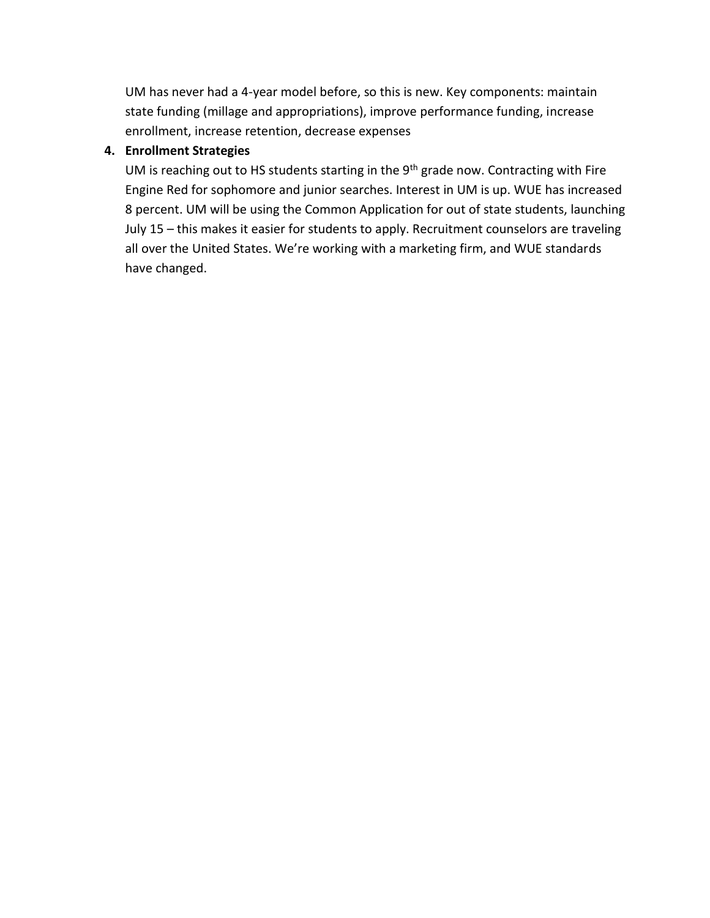UM has never had a 4-year model before, so this is new. Key components: maintain state funding (millage and appropriations), improve performance funding, increase enrollment, increase retention, decrease expenses

4. **Enrollment Strategies**

   UM is reaching out to HS students starting in the 9th grade now. Contracting with Fire Engine Red for sophomore and junior searches. Interest in UM is up. WUE has increased 8 percent. UM will be using the Common Application for out of state students, launching July 15 – this makes it easier for students to apply. Recruitment counselors are traveling all over the United States. We're working with a marketing firm, and WUE standards have changed.